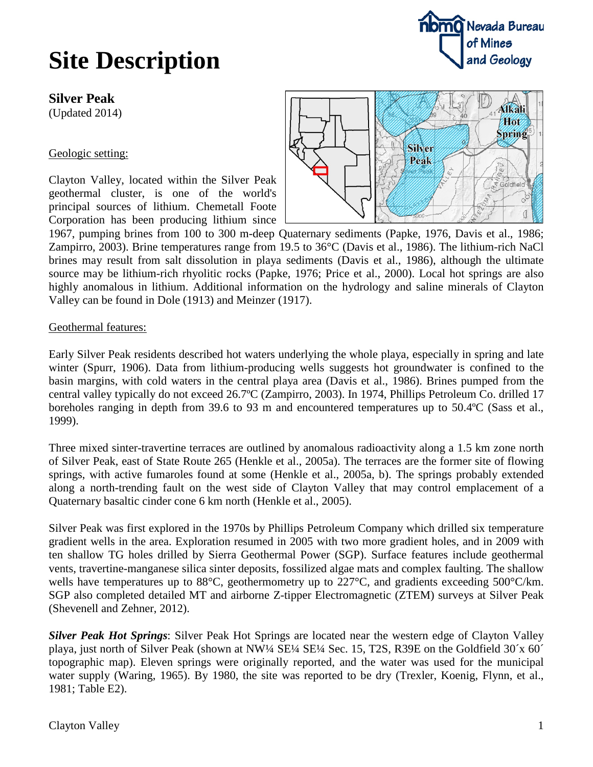# Site Description

**Silver Peak**
(Updated 2014)

Geologic setting:

Clayton Valley, located within the Silver Peak geothermal cluster, is one of the world's principal sources of lithium. Chemetall Foote Corporation has been producing lithium since 1967, pumping brines from 100 to 300 m-deep Quaternary sediments (Papke, 1976, Davis et al., 1986; Zampirro, 2003). Brine temperatures range from 19.5 to 36°C (Davis et al., 1986). The lithium-rich NaCl brines may result from salt dissolution in playa sediments (Davis et al., 1986), although the ultimate source may be lithium-rich rhyolitic rocks (Papke, 1976; Price et al., 2000). Local hot springs are also highly anomalous in lithium. Additional information on the hydrology and saline minerals of Clayton Valley can be found in Dole (1913) and Meinzer (1917).

Geothermal features:

Early Silver Peak residents described hot waters underlying the whole playa, especially in spring and late winter (Spurr, 1906). Data from lithium-producing wells suggests hot groundwater is confined to the basin margins, with cold waters in the central playa area (Davis et al., 1986). Brines pumped from the central valley typically do not exceed 26.7ºC (Zampirro, 2003). In 1974, Phillips Petroleum Co. drilled 17 boreholes ranging in depth from 39.6 to 93 m and encountered temperatures up to 50.4ºC (Sass et al., 1999).

Three mixed sinter-travertine terraces are outlined by anomalous radioactivity along a 1.5 km zone north of Silver Peak, east of State Route 265 (Henkle et al., 2005a). The terraces are the former site of flowing springs, with active fumaroles found at some (Henkle et al., 2005a, b). The springs probably extended along a north-trending fault on the west side of Clayton Valley that may control emplacement of a Quaternary basaltic cinder cone 6 km north (Henkle et al., 2005).

Silver Peak was first explored in the 1970s by Phillips Petroleum Company which drilled six temperature gradient wells in the area. Exploration resumed in 2005 with two more gradient holes, and in 2009 with ten shallow TG holes drilled by Sierra Geothermal Power (SGP). Surface features include geothermal vents, travertine-manganese silica sinter deposits, fossilized algae mats and complex faulting. The shallow wells have temperatures up to 88°C, geothermometry up to 227°C, and gradients exceeding 500°C/km. SGP also completed detailed MT and airborne Z-tipper Electromagnetic (ZTEM) surveys at Silver Peak (Shevenell and Zehner, 2012).

***Silver Peak Hot Springs***: Silver Peak Hot Springs are located near the western edge of Clayton Valley playa, just north of Silver Peak (shown at NW¼ SE¼ SE¼ Sec. 15, T2S, R39E on the Goldfield 30´x 60´ topographic map). Eleven springs were originally reported, and the water was used for the municipal water supply (Waring, 1965). By 1980, the site was reported to be dry (Trexler, Koenig, Flynn, et al., 1981; Table E2).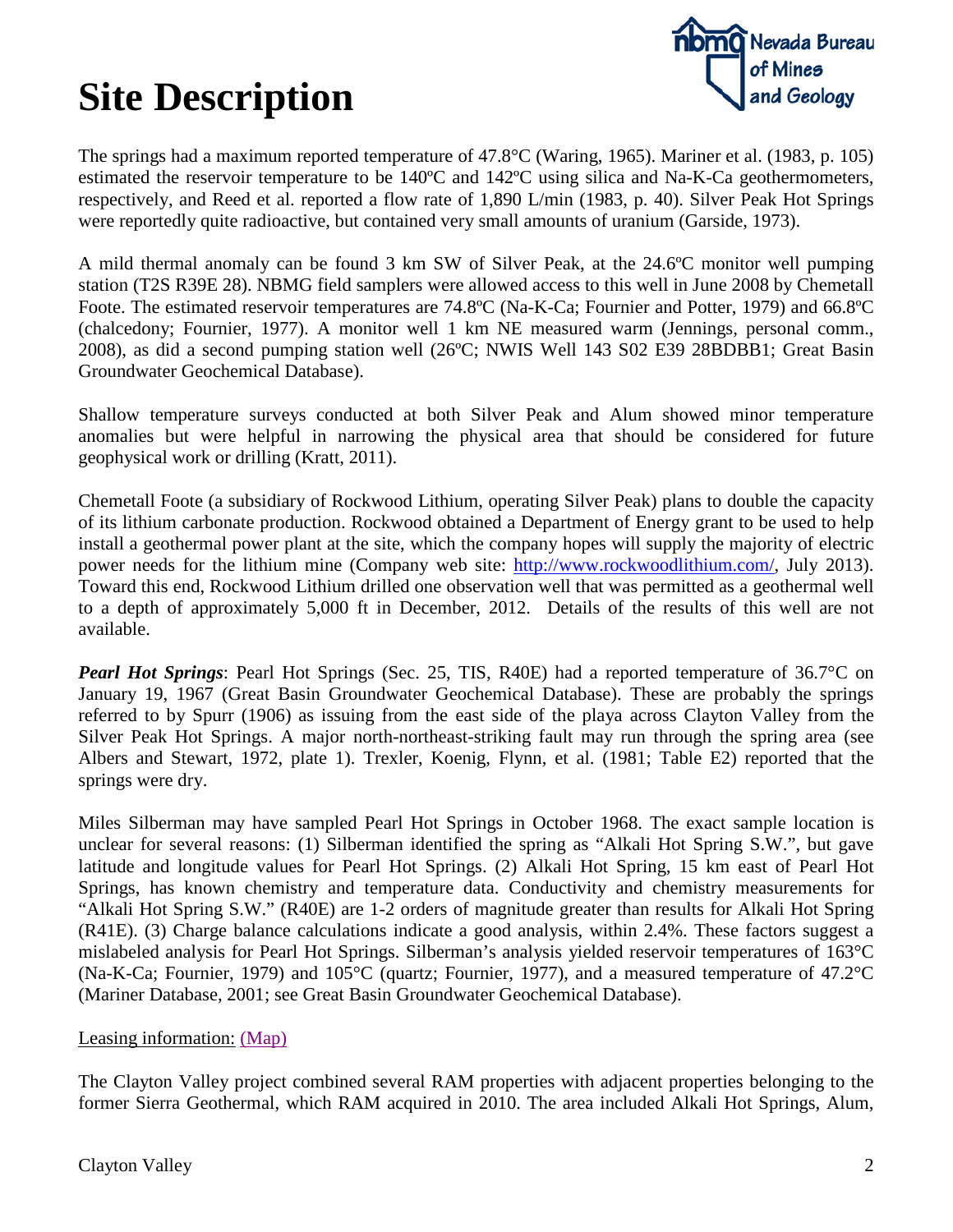# Site Description

The springs had a maximum reported temperature of 47.8°C (Waring, 1965). Mariner et al. (1983, p. 105) estimated the reservoir temperature to be 140ºC and 142ºC using silica and Na-K-Ca geothermometers, respectively, and Reed et al. reported a flow rate of 1,890 L/min (1983, p. 40). Silver Peak Hot Springs were reportedly quite radioactive, but contained very small amounts of uranium (Garside, 1973).

A mild thermal anomaly can be found 3 km SW of Silver Peak, at the 24.6ºC monitor well pumping station (T2S R39E 28). NBMG field samplers were allowed access to this well in June 2008 by Chemetall Foote. The estimated reservoir temperatures are 74.8ºC (Na-K-Ca; Fournier and Potter, 1979) and 66.8ºC (chalcedony; Fournier, 1977). A monitor well 1 km NE measured warm (Jennings, personal comm., 2008), as did a second pumping station well (26ºC; NWIS Well 143 S02 E39 28BDBB1; Great Basin Groundwater Geochemical Database).

Shallow temperature surveys conducted at both Silver Peak and Alum showed minor temperature anomalies but were helpful in narrowing the physical area that should be considered for future geophysical work or drilling (Kratt, 2011).

Chemetall Foote (a subsidiary of Rockwood Lithium, operating Silver Peak) plans to double the capacity of its lithium carbonate production. Rockwood obtained a Department of Energy grant to be used to help install a geothermal power plant at the site, which the company hopes will supply the majority of electric power needs for the lithium mine (Company web site: [http://www.rockwoodlithium.com/](http://www.rockwoodlithium.com/), July 2013). Toward this end, Rockwood Lithium drilled one observation well that was permitted as a geothermal well to a depth of approximately 5,000 ft in December, 2012. Details of the results of this well are not available.

***Pearl Hot Springs***: Pearl Hot Springs (Sec. 25, TIS, R40E) had a reported temperature of 36.7°C on January 19, 1967 (Great Basin Groundwater Geochemical Database). These are probably the springs referred to by Spurr (1906) as issuing from the east side of the playa across Clayton Valley from the Silver Peak Hot Springs. A major north-northeast-striking fault may run through the spring area (see Albers and Stewart, 1972, plate 1). Trexler, Koenig, Flynn, et al. (1981; Table E2) reported that the springs were dry.

Miles Silberman may have sampled Pearl Hot Springs in October 1968. The exact sample location is unclear for several reasons: (1) Silberman identified the spring as "Alkali Hot Spring S.W.", but gave latitude and longitude values for Pearl Hot Springs. (2) Alkali Hot Spring, 15 km east of Pearl Hot Springs, has known chemistry and temperature data. Conductivity and chemistry measurements for "Alkali Hot Spring S.W." (R40E) are 1-2 orders of magnitude greater than results for Alkali Hot Spring (R41E). (3) Charge balance calculations indicate a good analysis, within 2.4%. These factors suggest a mislabeled analysis for Pearl Hot Springs. Silberman's analysis yielded reservoir temperatures of 163°C (Na-K-Ca; Fournier, 1979) and 105°C (quartz; Fournier, 1977), and a measured temperature of 47.2°C (Mariner Database, 2001; see Great Basin Groundwater Geochemical Database).

Leasing information: (Map)

The Clayton Valley project combined several RAM properties with adjacent properties belonging to the former Sierra Geothermal, which RAM acquired in 2010. The area included Alkali Hot Springs, Alum,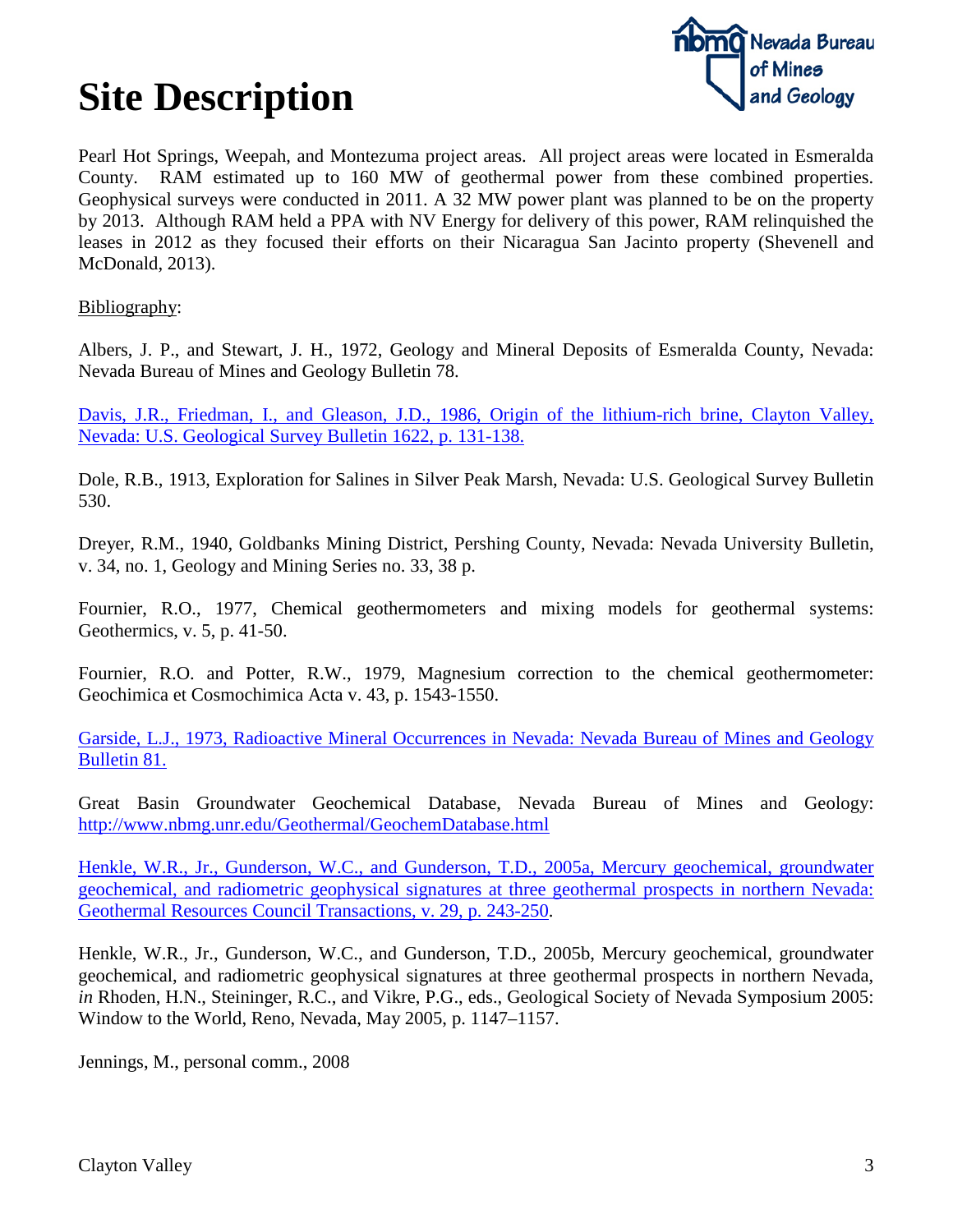# Site Description

Pearl Hot Springs, Weepah, and Montezuma project areas. All project areas were located in Esmeralda County. RAM estimated up to 160 MW of geothermal power from these combined properties. Geophysical surveys were conducted in 2011. A 32 MW power plant was planned to be on the property by 2013. Although RAM held a PPA with NV Energy for delivery of this power, RAM relinquished the leases in 2012 as they focused their efforts on their Nicaragua San Jacinto property (Shevenell and McDonald, 2013).

Bibliography:

Albers, J. P., and Stewart, J. H., 1972, Geology and Mineral Deposits of Esmeralda County, Nevada: Nevada Bureau of Mines and Geology Bulletin 78.

Davis, J.R., Friedman, I., and Gleason, J.D., 1986, Origin of the lithium-rich brine, Clayton Valley, Nevada: U.S. Geological Survey Bulletin 1622, p. 131-138.

Dole, R.B., 1913, Exploration for Salines in Silver Peak Marsh, Nevada: U.S. Geological Survey Bulletin 530.

Dreyer, R.M., 1940, Goldbanks Mining District, Pershing County, Nevada: Nevada University Bulletin, v. 34, no. 1, Geology and Mining Series no. 33, 38 p.

Fournier, R.O., 1977, Chemical geothermometers and mixing models for geothermal systems: Geothermics, v. 5, p. 41-50.

Fournier, R.O. and Potter, R.W., 1979, Magnesium correction to the chemical geothermometer: Geochimica et Cosmochimica Acta v. 43, p. 1543-1550.

Garside, L.J., 1973, Radioactive Mineral Occurrences in Nevada: Nevada Bureau of Mines and Geology Bulletin 81.

Great Basin Groundwater Geochemical Database, Nevada Bureau of Mines and Geology: http://www.nbmg.unr.edu/Geothermal/GeochemDatabase.html

Henkle, W.R., Jr., Gunderson, W.C., and Gunderson, T.D., 2005a, Mercury geochemical, groundwater geochemical, and radiometric geophysical signatures at three geothermal prospects in northern Nevada: Geothermal Resources Council Transactions, v. 29, p. 243-250.

Henkle, W.R., Jr., Gunderson, W.C., and Gunderson, T.D., 2005b, Mercury geochemical, groundwater geochemical, and radiometric geophysical signatures at three geothermal prospects in northern Nevada, *in* Rhoden, H.N., Steininger, R.C., and Vikre, P.G., eds., Geological Society of Nevada Symposium 2005: Window to the World, Reno, Nevada, May 2005, p. 1147–1157.

Jennings, M., personal comm., 2008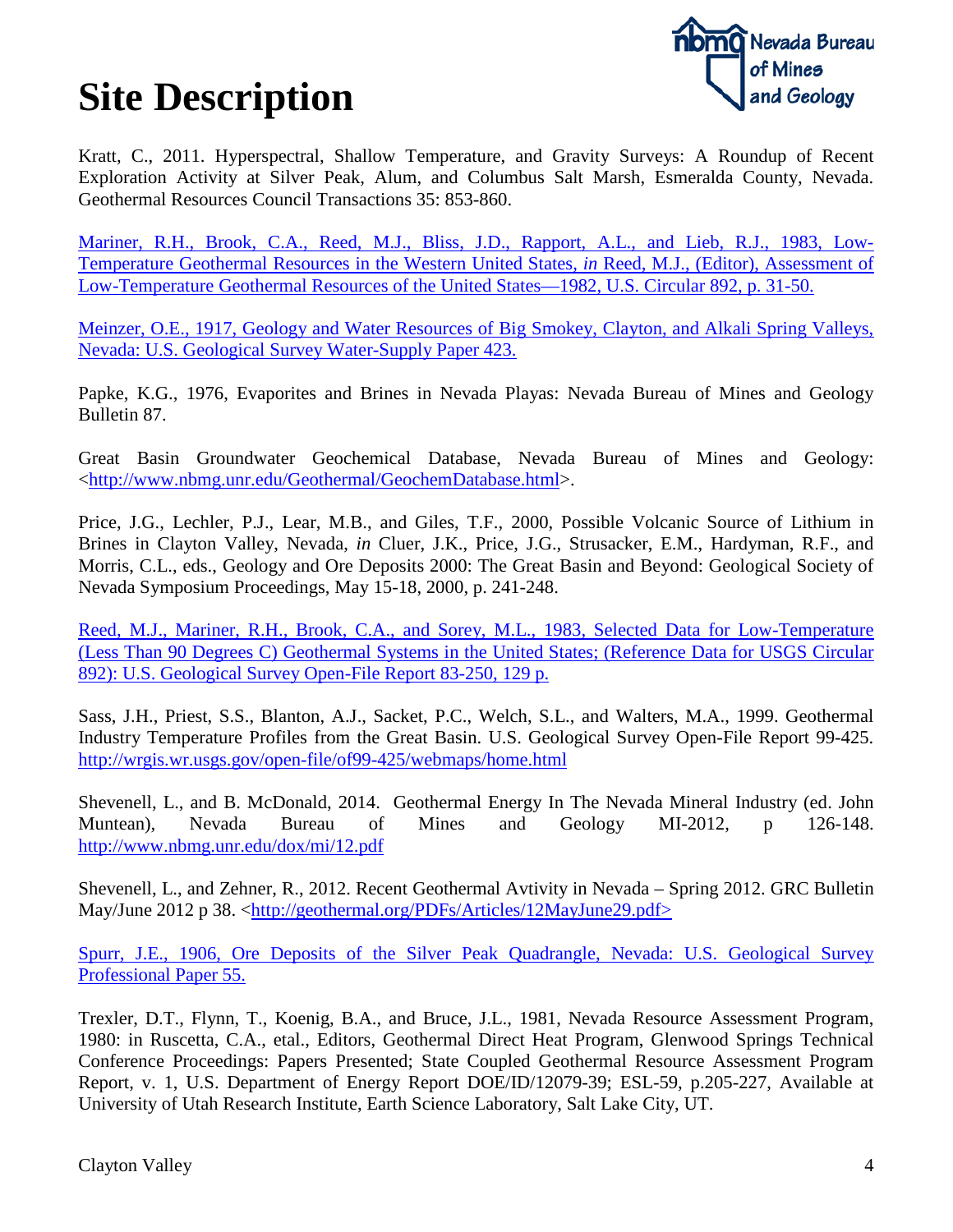# Site Description

Kratt, C., 2011. Hyperspectral, Shallow Temperature, and Gravity Surveys: A Roundup of Recent Exploration Activity at Silver Peak, Alum, and Columbus Salt Marsh, Esmeralda County, Nevada. Geothermal Resources Council Transactions 35: 853-860.

Mariner, R.H., Brook, C.A., Reed, M.J., Bliss, J.D., Rapport, A.L., and Lieb, R.J., 1983, Low-Temperature Geothermal Resources in the Western United States, *in* Reed, M.J., (Editor), Assessment of Low-Temperature Geothermal Resources of the United States—1982, U.S. Circular 892, p. 31-50.

Meinzer, O.E., 1917, Geology and Water Resources of Big Smokey, Clayton, and Alkali Spring Valleys, Nevada: U.S. Geological Survey Water-Supply Paper 423.

Papke, K.G., 1976, Evaporites and Brines in Nevada Playas: Nevada Bureau of Mines and Geology Bulletin 87.

Great Basin Groundwater Geochemical Database, Nevada Bureau of Mines and Geology: <http://www.nbmg.unr.edu/Geothermal/GeochemDatabase.html>.

Price, J.G., Lechler, P.J., Lear, M.B., and Giles, T.F., 2000, Possible Volcanic Source of Lithium in Brines in Clayton Valley, Nevada, *in* Cluer, J.K., Price, J.G., Strusacker, E.M., Hardyman, R.F., and Morris, C.L., eds., Geology and Ore Deposits 2000: The Great Basin and Beyond: Geological Society of Nevada Symposium Proceedings, May 15-18, 2000, p. 241-248.

Reed, M.J., Mariner, R.H., Brook, C.A., and Sorey, M.L., 1983, Selected Data for Low-Temperature (Less Than 90 Degrees C) Geothermal Systems in the United States; (Reference Data for USGS Circular 892): U.S. Geological Survey Open-File Report 83-250, 129 p.

Sass, J.H., Priest, S.S., Blanton, A.J., Sacket, P.C., Welch, S.L., and Walters, M.A., 1999. Geothermal Industry Temperature Profiles from the Great Basin. U.S. Geological Survey Open-File Report 99-425. http://wrgis.wr.usgs.gov/open-file/of99-425/webmaps/home.html

Shevenell, L., and B. McDonald, 2014. Geothermal Energy In The Nevada Mineral Industry (ed. John Muntean), Nevada Bureau of Mines and Geology MI-2012, p 126-148. http://www.nbmg.unr.edu/dox/mi/12.pdf

Shevenell, L., and Zehner, R., 2012. Recent Geothermal Avtivity in Nevada – Spring 2012. GRC Bulletin May/June 2012 p 38. <http://geothermal.org/PDFs/Articles/12MayJune29.pdf>

Spurr, J.E., 1906, Ore Deposits of the Silver Peak Quadrangle, Nevada: U.S. Geological Survey Professional Paper 55.

Trexler, D.T., Flynn, T., Koenig, B.A., and Bruce, J.L., 1981, Nevada Resource Assessment Program, 1980: in Ruscetta, C.A., etal., Editors, Geothermal Direct Heat Program, Glenwood Springs Technical Conference Proceedings: Papers Presented; State Coupled Geothermal Resource Assessment Program Report, v. 1, U.S. Department of Energy Report DOE/ID/12079-39; ESL-59, p.205-227, Available at University of Utah Research Institute, Earth Science Laboratory, Salt Lake City, UT.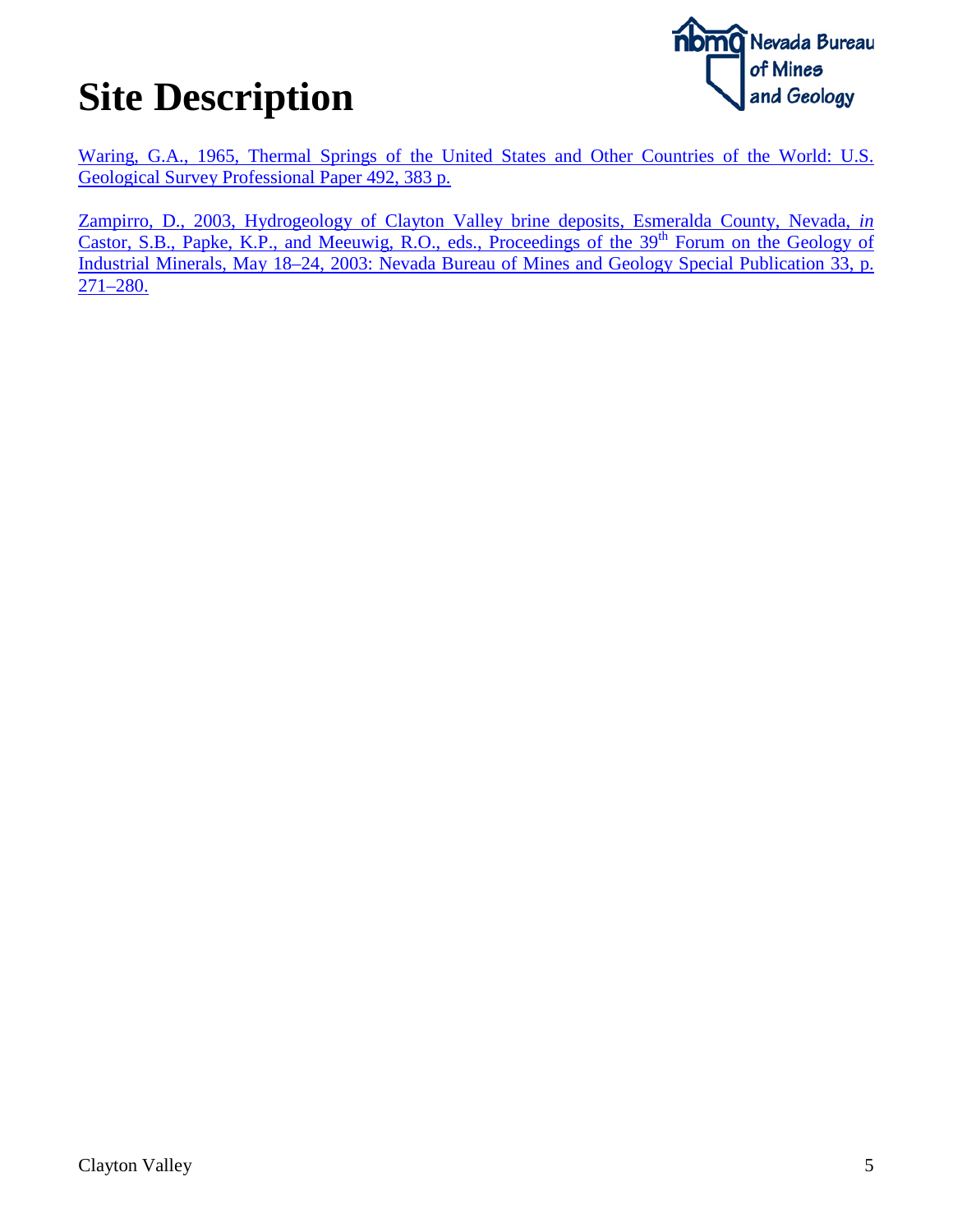# Site Description

Waring, G.A., 1965, Thermal Springs of the United States and Other Countries of the World: U.S. Geological Survey Professional Paper 492, 383 p.

Zampirro, D., 2003, Hydrogeology of Clayton Valley brine deposits, Esmeralda County, Nevada, *in* Castor, S.B., Papke, K.P., and Meeuwig, R.O., eds., Proceedings of the 39th Forum on the Geology of Industrial Minerals, May 18–24, 2003: Nevada Bureau of Mines and Geology Special Publication 33, p. 271–280.